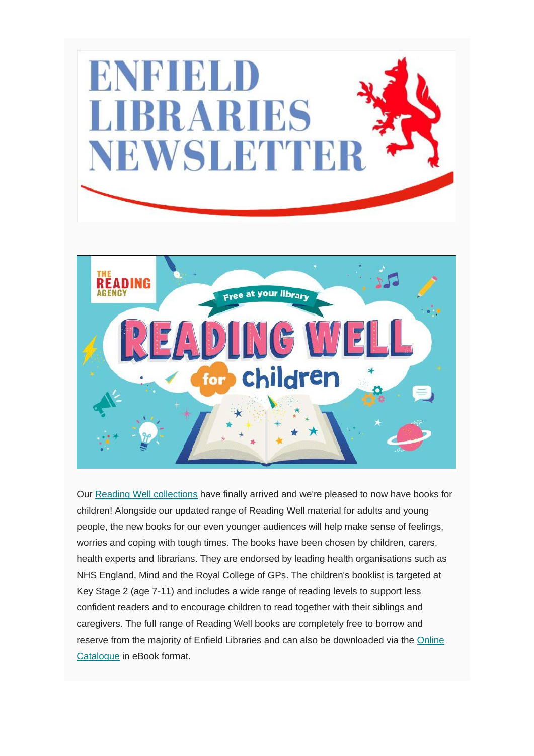# ENFIELD LIBRARIES NEWSLETTER

Our [Reading Well collections](#) have finally arrived and we're pleased to now have books for children! Alongside our updated range of Reading Well material for adults and young people, the new books for our even younger audiences will help make sense of feelings, worries and coping with tough times. The books have been chosen by children, carers, health experts and librarians. They are endorsed by leading health organisations such as NHS England, Mind and the Royal College of GPs. The children's booklist is targeted at Key Stage 2 (age 7-11) and includes a wide range of reading levels to support less confident readers and to encourage children to read together with their siblings and caregivers. The full range of Reading Well books are completely free to borrow and reserve from the majority of Enfield Libraries and can also be downloaded via the [Online Catalogue](#) in eBook format.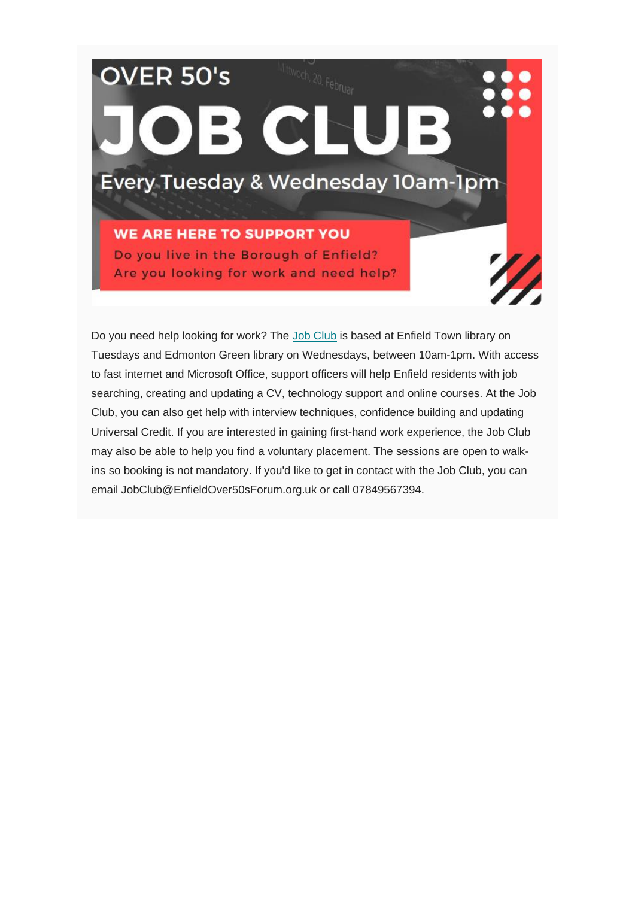# OVER 50's JOB CLUB

## Every Tuesday & Wednesday 10am-1pm

**WE ARE HERE TO SUPPORT YOU**

Do you live in the Borough of Enfield?
Are you looking for work and need help?

Do you need help looking for work? The Job Club is based at Enfield Town library on Tuesdays and Edmonton Green library on Wednesdays, between 10am-1pm. With access to fast internet and Microsoft Office, support officers will help Enfield residents with job searching, creating and updating a CV, technology support and online courses. At the Job Club, you can also get help with interview techniques, confidence building and updating Universal Credit. If you are interested in gaining first-hand work experience, the Job Club may also be able to help you find a voluntary placement. The sessions are open to walk-ins so booking is not mandatory. If you'd like to get in contact with the Job Club, you can email JobClub@EnfieldOver50sForum.org.uk or call 07849567394.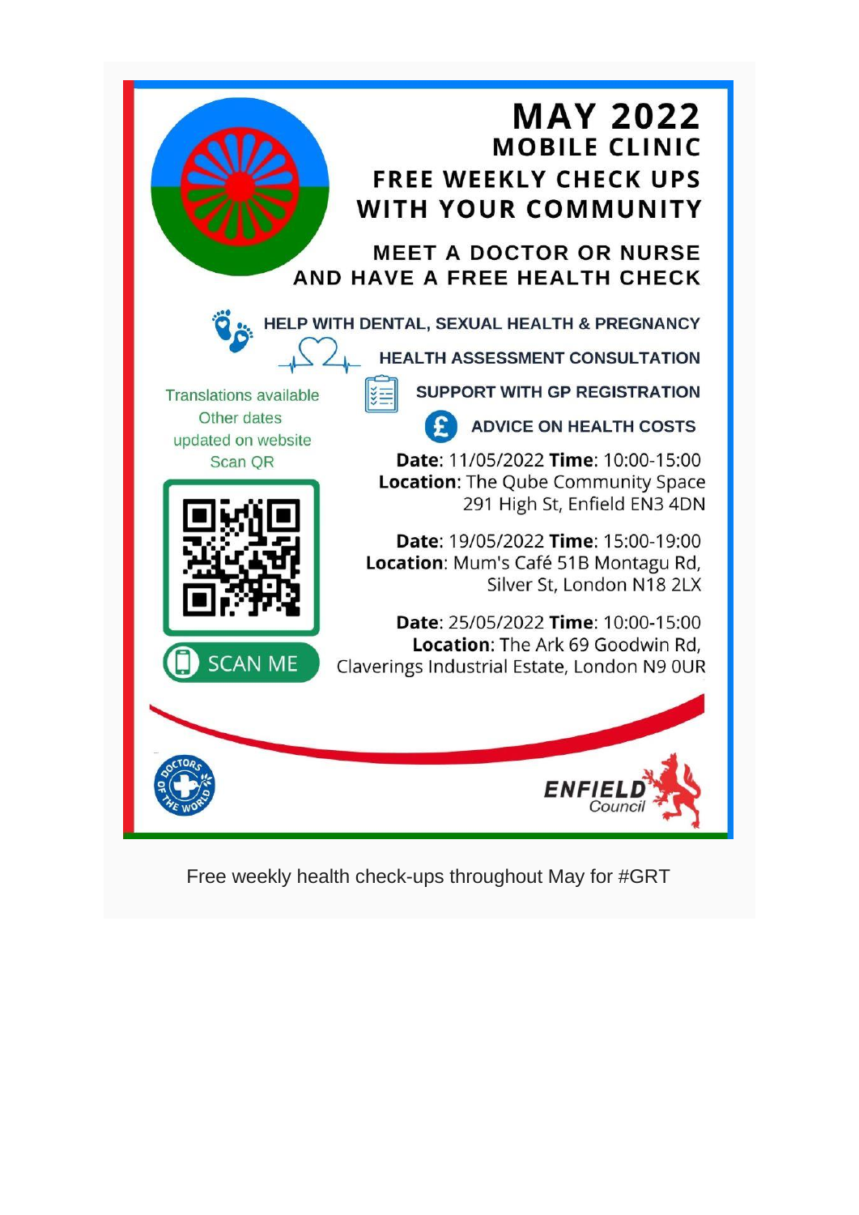# MAY 2022

## MOBILE CLINIC

## FREE WEEKLY CHECK UPS WITH YOUR COMMUNITY

### MEET A DOCTOR OR NURSE AND HAVE A FREE HEALTH CHECK

- HELP WITH DENTAL, SEXUAL HEALTH & PREGNANCY
- HEALTH ASSESSMENT CONSULTATION
- SUPPORT WITH GP REGISTRATION
- ADVICE ON HEALTH COSTS

Translations available
Other dates updated on website
Scan QR

SCAN ME

**Date**: 11/05/2022 **Time**: 10:00-15:00
**Location**: The Qube Community Space 291 High St, Enfield EN3 4DN

**Date**: 19/05/2022 **Time**: 15:00-19:00
**Location**: Mum's Café 51B Montagu Rd, Silver St, London N18 2LX

**Date**: 25/05/2022 **Time**: 10:00-15:00
**Location**: The Ark 69 Goodwin Rd, Claverings Industrial Estate, London N9 0UR

Doctors of the World

ENFIELD Council

Free weekly health check-ups throughout May for #GRT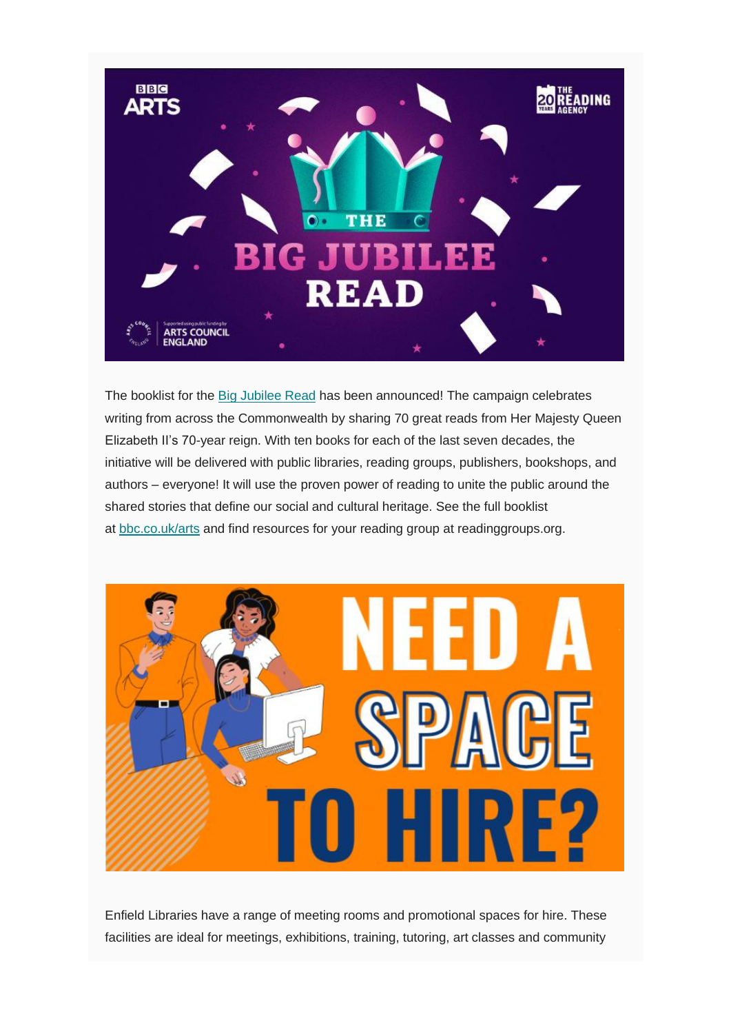The booklist for the Big Jubilee Read has been announced! The campaign celebrates writing from across the Commonwealth by sharing 70 great reads from Her Majesty Queen Elizabeth II's 70-year reign. With ten books for each of the last seven decades, the initiative will be delivered with public libraries, reading groups, publishers, bookshops, and authors – everyone! It will use the proven power of reading to unite the public around the shared stories that define our social and cultural heritage. See the full booklist at bbc.co.uk/arts and find resources for your reading group at readinggroups.org.

Enfield Libraries have a range of meeting rooms and promotional spaces for hire. These facilities are ideal for meetings, exhibitions, training, tutoring, art classes and community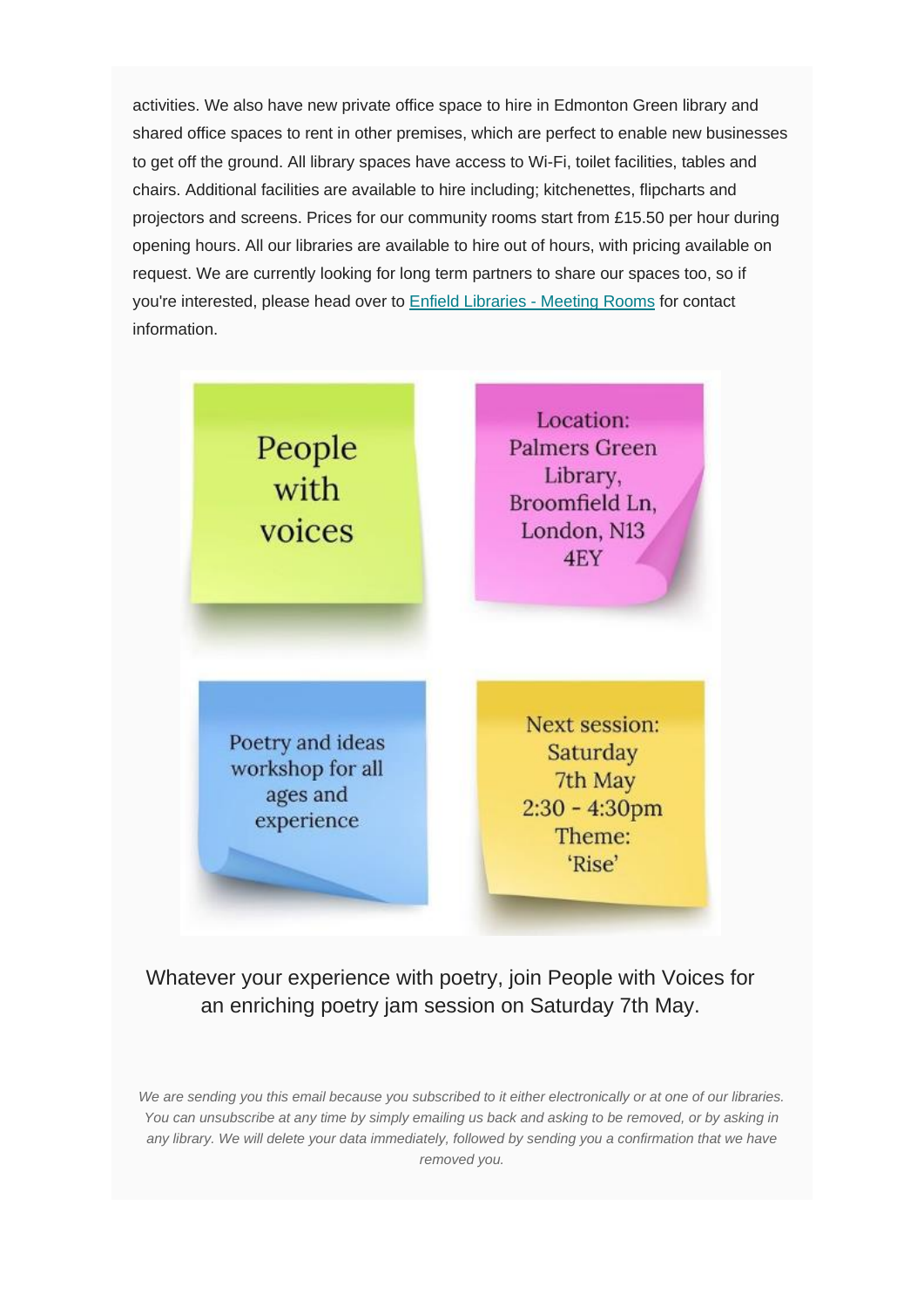activities. We also have new private office space to hire in Edmonton Green library and shared office spaces to rent in other premises, which are perfect to enable new businesses to get off the ground. All library spaces have access to Wi-Fi, toilet facilities, tables and chairs. Additional facilities are available to hire including; kitchenettes, flipcharts and projectors and screens. Prices for our community rooms start from £15.50 per hour during opening hours. All our libraries are available to hire out of hours, with pricing available on request. We are currently looking for long term partners to share our spaces too, so if you're interested, please head over to [Enfield Libraries - Meeting Rooms]() for contact information.

People with voices

Location: Palmers Green Library, Broomfield Ln, London, N13 4EY

Poetry and ideas workshop for all ages and experience

Next session: Saturday 7th May 2:30 - 4:30pm Theme: 'Rise'

Whatever your experience with poetry, join People with Voices for an enriching poetry jam session on Saturday 7th May.

*We are sending you this email because you subscribed to it either electronically or at one of our libraries. You can unsubscribe at any time by simply emailing us back and asking to be removed, or by asking in any library. We will delete your data immediately, followed by sending you a confirmation that we have removed you.*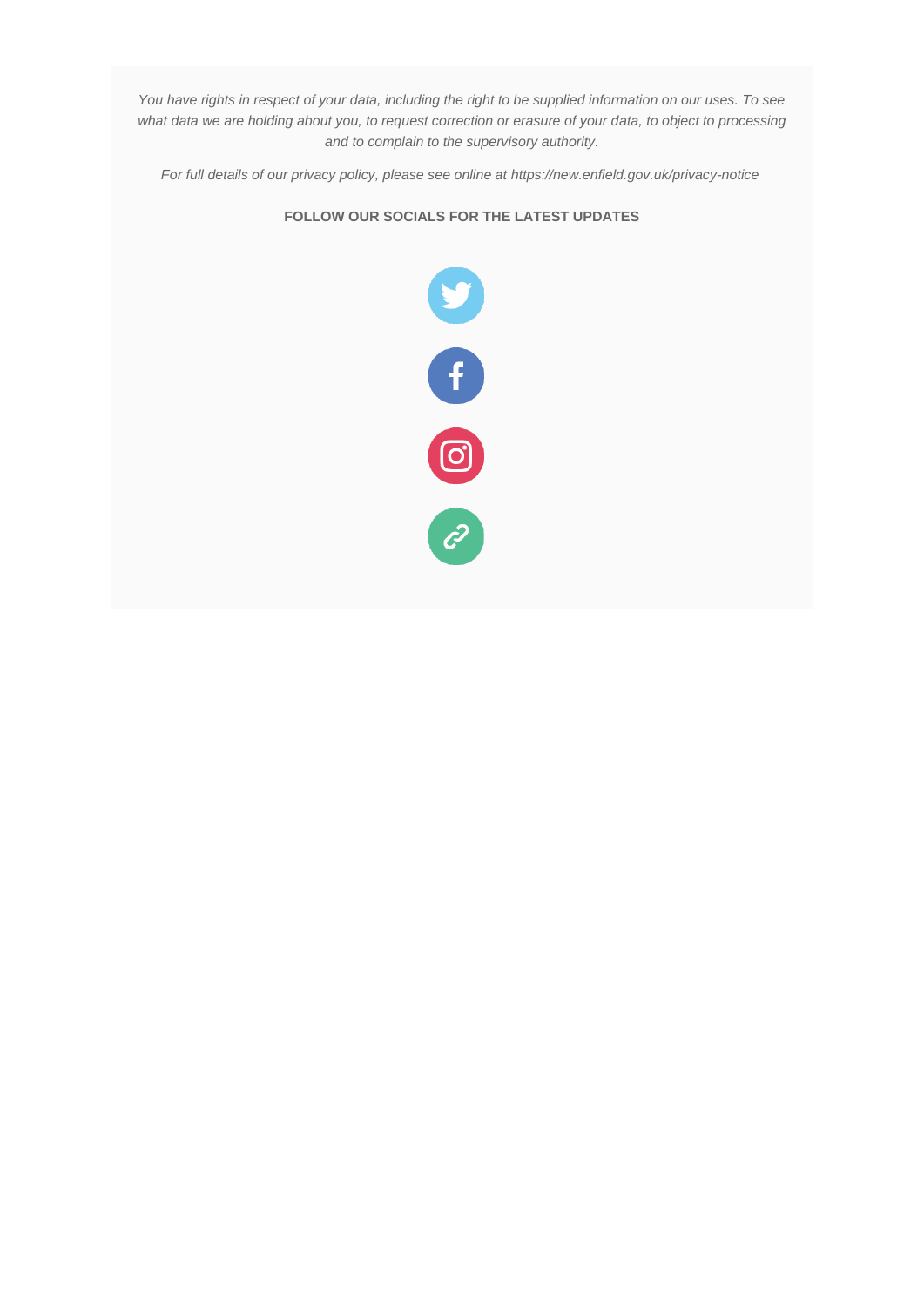*You have rights in respect of your data, including the right to be supplied information on our uses. To see what data we are holding about you, to request correction or erasure of your data, to object to processing and to complain to the supervisory authority.*

*For full details of our privacy policy, please see online at https://new.enfield.gov.uk/privacy-notice*

**FOLLOW OUR SOCIALS FOR THE LATEST UPDATES**